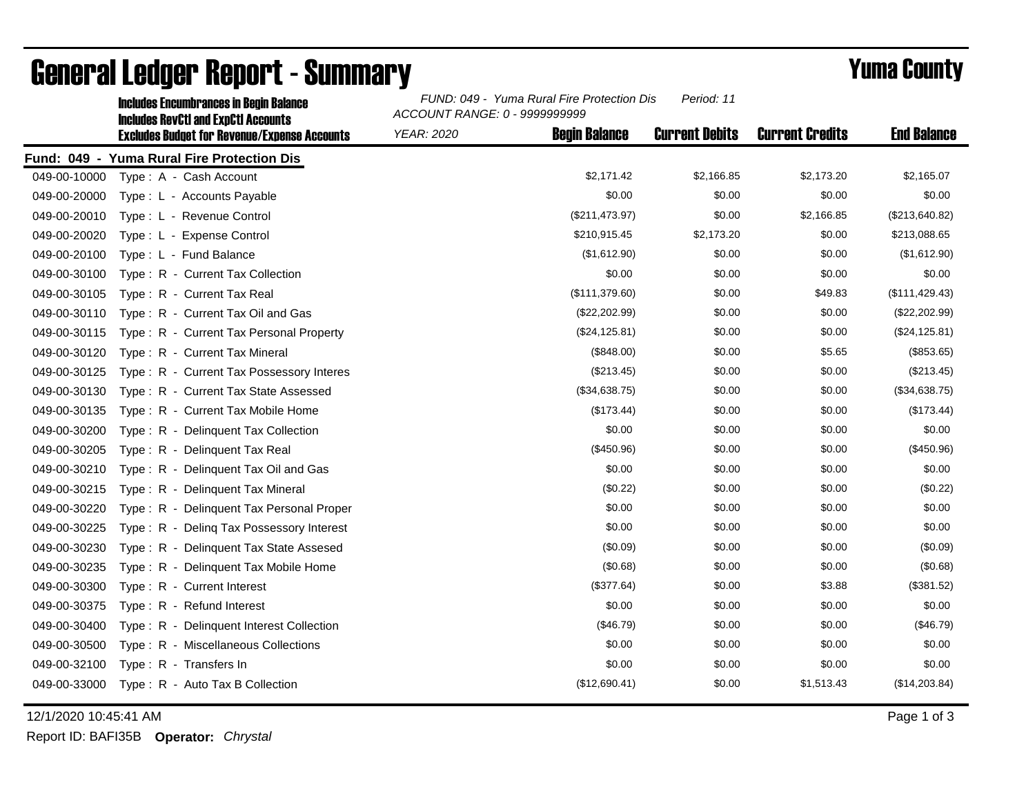# General Ledger Report - Summary

## Yuma County

**Includes Encumbrances in Begin Balance**
**Includes RevCtl and ExpCtl Accounts**
**Excludes Budget for Revenue/Expense Accounts**

*FUND: 049 - Yuma Rural Fire Protection Dis* *Period: 11*
*ACCOUNT RANGE: 0 - 9999999999*
*YEAR: 2020*

**Fund: 049 - Yuma Rural Fire Protection Dis**

| Account | Description | Begin Balance | Current Debits | Current Credits | End Balance |
|---|---|---|---|---|---|
| 049-00-10000 | Type : A - Cash Account | $2,171.42 | $2,166.85 | $2,173.20 | $2,165.07 |
| 049-00-20000 | Type : L - Accounts Payable | $0.00 | $0.00 | $0.00 | $0.00 |
| 049-00-20010 | Type : L - Revenue Control | ($211,473.97) | $0.00 | $2,166.85 | ($213,640.82) |
| 049-00-20020 | Type : L - Expense Control | $210,915.45 | $2,173.20 | $0.00 | $213,088.65 |
| 049-00-20100 | Type : L - Fund Balance | ($1,612.90) | $0.00 | $0.00 | ($1,612.90) |
| 049-00-30100 | Type : R - Current Tax Collection | $0.00 | $0.00 | $0.00 | $0.00 |
| 049-00-30105 | Type : R - Current Tax Real | ($111,379.60) | $0.00 | $49.83 | ($111,429.43) |
| 049-00-30110 | Type : R - Current Tax Oil and Gas | ($22,202.99) | $0.00 | $0.00 | ($22,202.99) |
| 049-00-30115 | Type : R - Current Tax Personal Property | ($24,125.81) | $0.00 | $0.00 | ($24,125.81) |
| 049-00-30120 | Type : R - Current Tax Mineral | ($848.00) | $0.00 | $5.65 | ($853.65) |
| 049-00-30125 | Type : R - Current Tax Possessory Interes | ($213.45) | $0.00 | $0.00 | ($213.45) |
| 049-00-30130 | Type : R - Current Tax State Assessed | ($34,638.75) | $0.00 | $0.00 | ($34,638.75) |
| 049-00-30135 | Type : R - Current Tax Mobile Home | ($173.44) | $0.00 | $0.00 | ($173.44) |
| 049-00-30200 | Type : R - Delinquent Tax Collection | $0.00 | $0.00 | $0.00 | $0.00 |
| 049-00-30205 | Type : R - Delinquent Tax Real | ($450.96) | $0.00 | $0.00 | ($450.96) |
| 049-00-30210 | Type : R - Delinquent Tax Oil and Gas | $0.00 | $0.00 | $0.00 | $0.00 |
| 049-00-30215 | Type : R - Delinquent Tax Mineral | ($0.22) | $0.00 | $0.00 | ($0.22) |
| 049-00-30220 | Type : R - Delinquent Tax Personal Proper | $0.00 | $0.00 | $0.00 | $0.00 |
| 049-00-30225 | Type : R - Delinq Tax Possessory Interest | $0.00 | $0.00 | $0.00 | $0.00 |
| 049-00-30230 | Type : R - Delinquent Tax State Assesed | ($0.09) | $0.00 | $0.00 | ($0.09) |
| 049-00-30235 | Type : R - Delinquent Tax Mobile Home | ($0.68) | $0.00 | $0.00 | ($0.68) |
| 049-00-30300 | Type : R - Current Interest | ($377.64) | $0.00 | $3.88 | ($381.52) |
| 049-00-30375 | Type : R - Refund Interest | $0.00 | $0.00 | $0.00 | $0.00 |
| 049-00-30400 | Type : R - Delinquent Interest Collection | ($46.79) | $0.00 | $0.00 | ($46.79) |
| 049-00-30500 | Type : R - Miscellaneous Collections | $0.00 | $0.00 | $0.00 | $0.00 |
| 049-00-32100 | Type : R - Transfers In | $0.00 | $0.00 | $0.00 | $0.00 |
| 049-00-33000 | Type : R - Auto Tax B Collection | ($12,690.41) | $0.00 | $1,513.43 | ($14,203.84) |

12/1/2020 10:45:41 AM

Report ID: BAFI35B **Operator:** *Chrystal*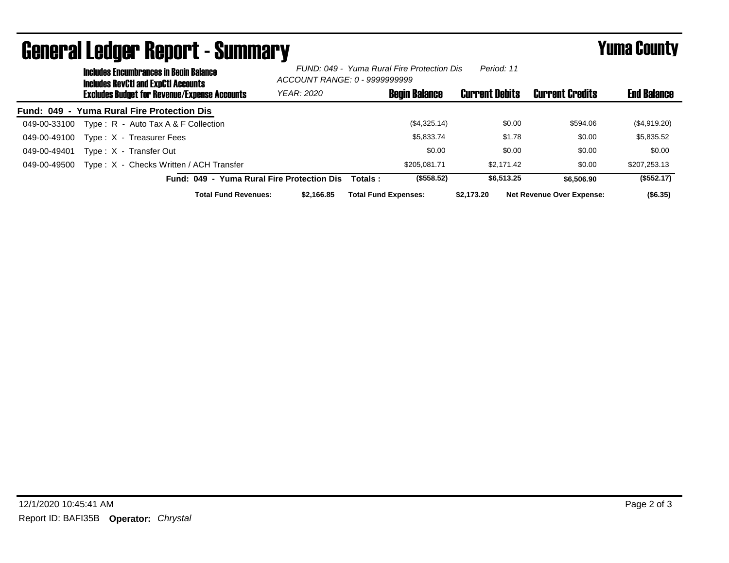# General Ledger Report - Summary

## Yuma County

**Includes Encumbrances in Begin Balance**
**Includes RevCtl and ExpCtl Accounts**
**Excludes Budget for Revenue/Expense Accounts**

*FUND: 049 - Yuma Rural Fire Protection Dis* *Period: 11*
*ACCOUNT RANGE: 0 - 9999999999*
*YEAR: 2020*

**Fund: 049 - Yuma Rural Fire Protection Dis**

| Account | Description | Begin Balance | Current Debits | Current Credits | End Balance |
|---|---|---|---|---|---|
| 049-00-33100 | Type : R - Auto Tax A & F Collection | ($4,325.14) | $0.00 | $594.06 | ($4,919.20) |
| 049-00-49100 | Type : X - Treasurer Fees | $5,833.74 | $1.78 | $0.00 | $5,835.52 |
| 049-00-49401 | Type : X - Transfer Out | $0.00 | $0.00 | $0.00 | $0.00 |
| 049-00-49500 | Type : X - Checks Written / ACH Transfer | $205,081.71 | $2,171.42 | $0.00 | $207,253.13 |
| | **Fund: 049 - Yuma Rural Fire Protection Dis Totals :** | **($558.52)** | **$6,513.25** | **$6,506.90** | **($552.17)** |

**Total Fund Revenues:** $2,166.85 **Total Fund Expenses:** $2,173.20 **Net Revenue Over Expense:** ($6.35)

12/1/2020 10:45:41 AM

Report ID: BAFI35B **Operator:** *Chrystal*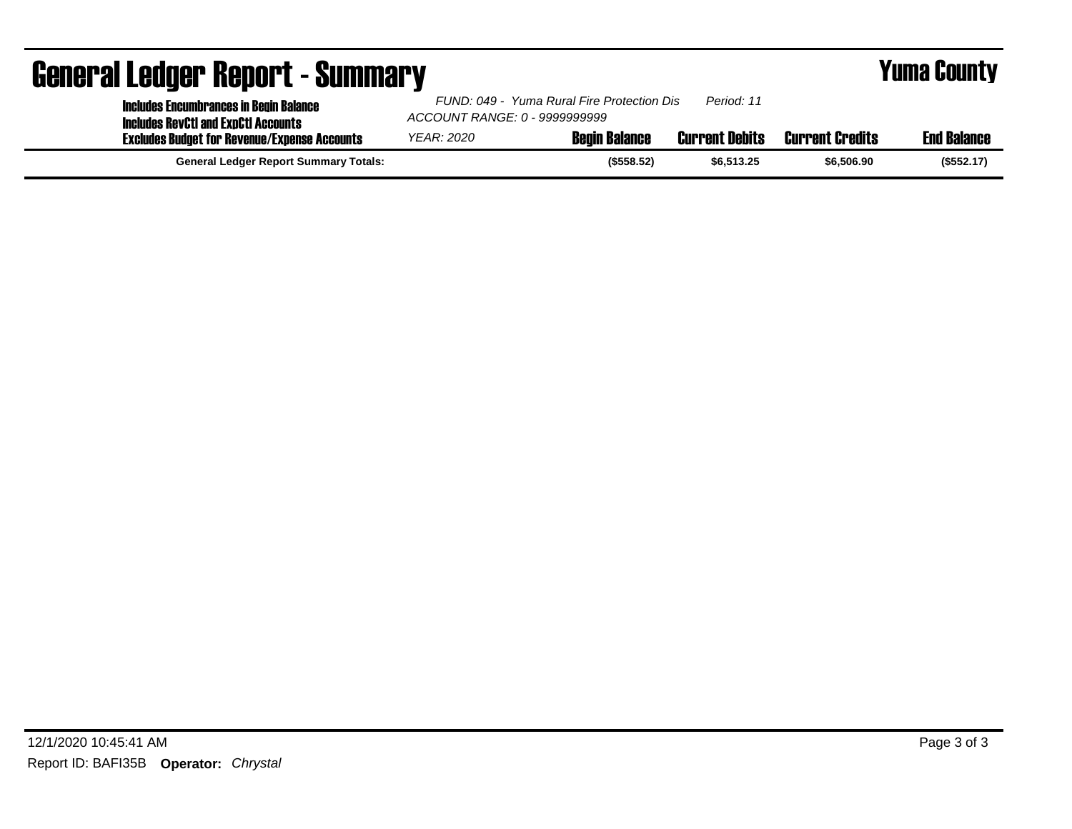# General Ledger Report - Summary

**Yuma County**

**Includes Encumbrances in Begin Balance**
**Includes RevCtl and ExpCtl Accounts**
**Excludes Budget for Revenue/Expense Accounts**

*FUND: 049 - Yuma Rural Fire Protection Dis* *Period: 11*
*ACCOUNT RANGE: 0 - 9999999999*
*YEAR: 2020*

| | Begin Balance | Current Debits | Current Credits | End Balance |
|---|---|---|---|---|
| **General Ledger Report Summary Totals:** | **($558.52)** | **$6,513.25** | **$6,506.90** | **($552.17)** |

12/1/2020 10:45:41 AM

Report ID: BAFI35B **Operator:** *Chrystal*